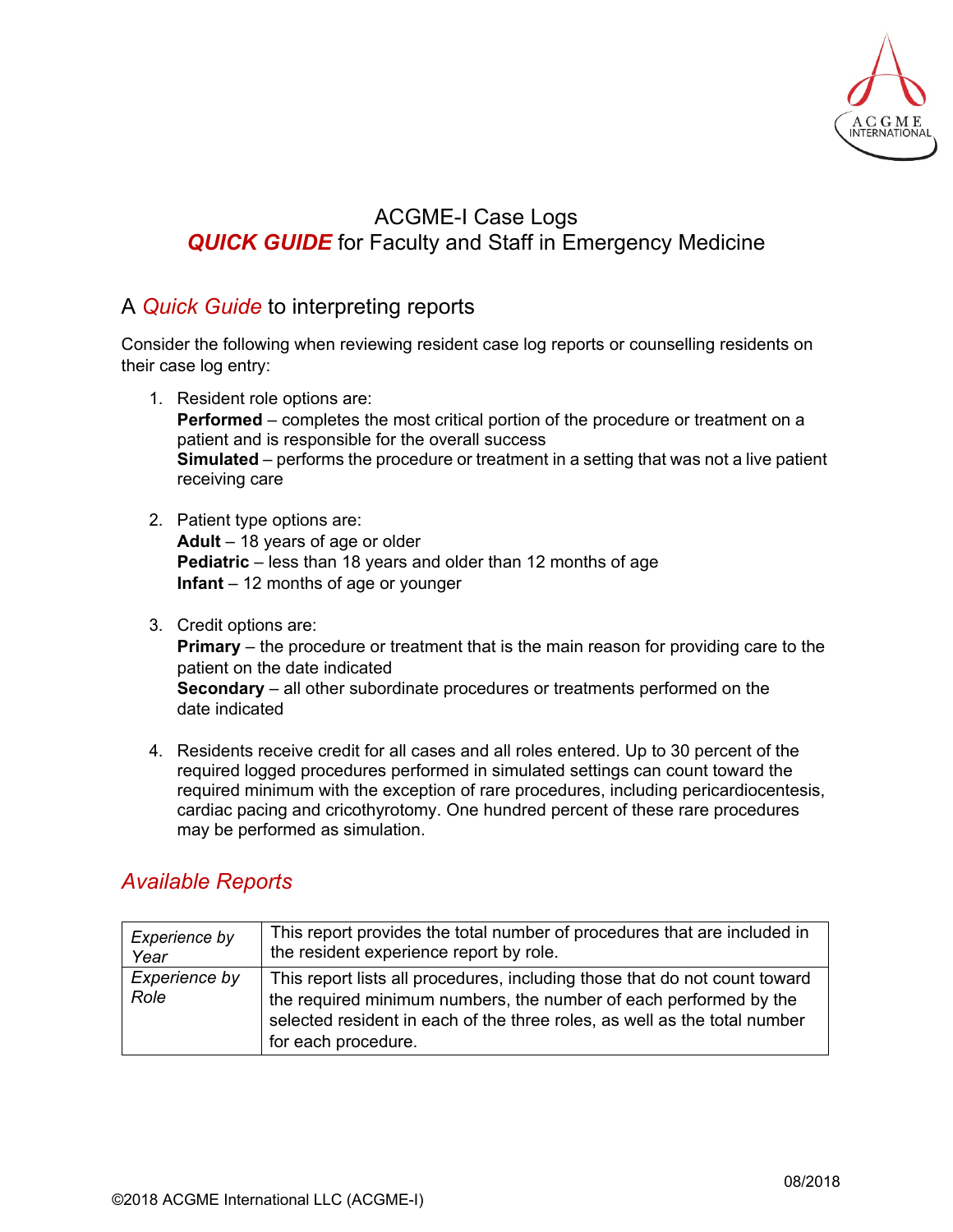# ACGME-I Case Logs

# *QUICK GUIDE* for Faculty and Staff in Emergency Medicine

## A *Quick Guide* to interpreting reports

Consider the following when reviewing resident case log reports or counselling residents on their case log entry:

1. Resident role options are:
   **Performed** – completes the most critical portion of the procedure or treatment on a patient and is responsible for the overall success
   **Simulated** – performs the procedure or treatment in a setting that was not a live patient receiving care

2. Patient type options are:
   **Adult** – 18 years of age or older
   **Pediatric** – less than 18 years and older than 12 months of age
   **Infant** – 12 months of age or younger

3. Credit options are:
   **Primary** – the procedure or treatment that is the main reason for providing care to the patient on the date indicated
   **Secondary** – all other subordinate procedures or treatments performed on the date indicated

4. Residents receive credit for all cases and all roles entered. Up to 30 percent of the required logged procedures performed in simulated settings can count toward the required minimum with the exception of rare procedures, including pericardiocentesis, cardiac pacing and cricothyrotomy. One hundred percent of these rare procedures may be performed as simulation.

## *Available Reports*

| | |
|---|---|
| *Experience by Year* | This report provides the total number of procedures that are included in the resident experience report by role. |
| *Experience by Role* | This report lists all procedures, including those that do not count toward the required minimum numbers, the number of each performed by the selected resident in each of the three roles, as well as the total number for each procedure. |

08/2018

©2018 ACGME International LLC (ACGME-I)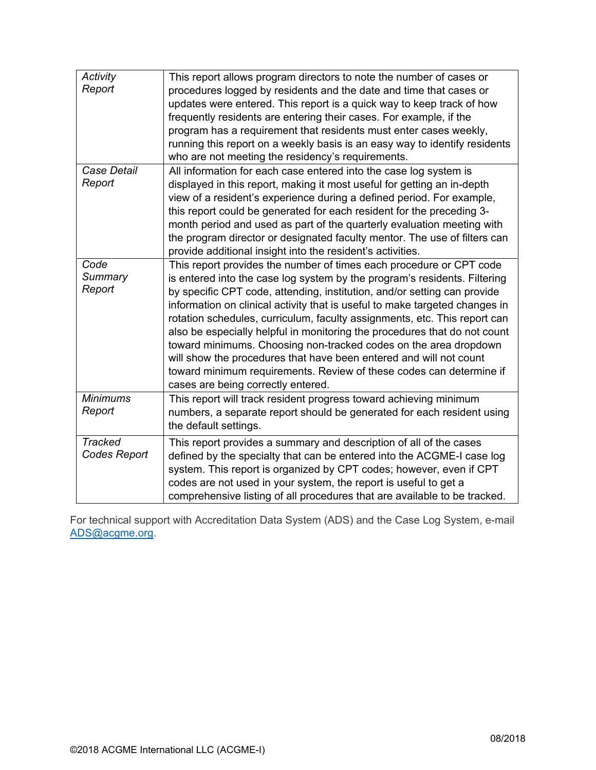| | |
|---|---|
| *Activity Report* | This report allows program directors to note the number of cases or procedures logged by residents and the date and time that cases or updates were entered. This report is a quick way to keep track of how frequently residents are entering their cases. For example, if the program has a requirement that residents must enter cases weekly, running this report on a weekly basis is an easy way to identify residents who are not meeting the residency's requirements. |
| *Case Detail Report* | All information for each case entered into the case log system is displayed in this report, making it most useful for getting an in-depth view of a resident's experience during a defined period. For example, this report could be generated for each resident for the preceding 3-month period and used as part of the quarterly evaluation meeting with the program director or designated faculty mentor. The use of filters can provide additional insight into the resident's activities. |
| *Code Summary Report* | This report provides the number of times each procedure or CPT code is entered into the case log system by the program's residents. Filtering by specific CPT code, attending, institution, and/or setting can provide information on clinical activity that is useful to make targeted changes in rotation schedules, curriculum, faculty assignments, etc. This report can also be especially helpful in monitoring the procedures that do not count toward minimums. Choosing non-tracked codes on the area dropdown will show the procedures that have been entered and will not count toward minimum requirements. Review of these codes can determine if cases are being correctly entered. |
| *Minimums Report* | This report will track resident progress toward achieving minimum numbers, a separate report should be generated for each resident using the default settings. |
| *Tracked Codes Report* | This report provides a summary and description of all of the cases defined by the specialty that can be entered into the ACGME-I case log system. This report is organized by CPT codes; however, even if CPT codes are not used in your system, the report is useful to get a comprehensive listing of all procedures that are available to be tracked. |

For technical support with Accreditation Data System (ADS) and the Case Log System, e-mail ADS@acgme.org.

08/2018

©2018 ACGME International LLC (ACGME-I)